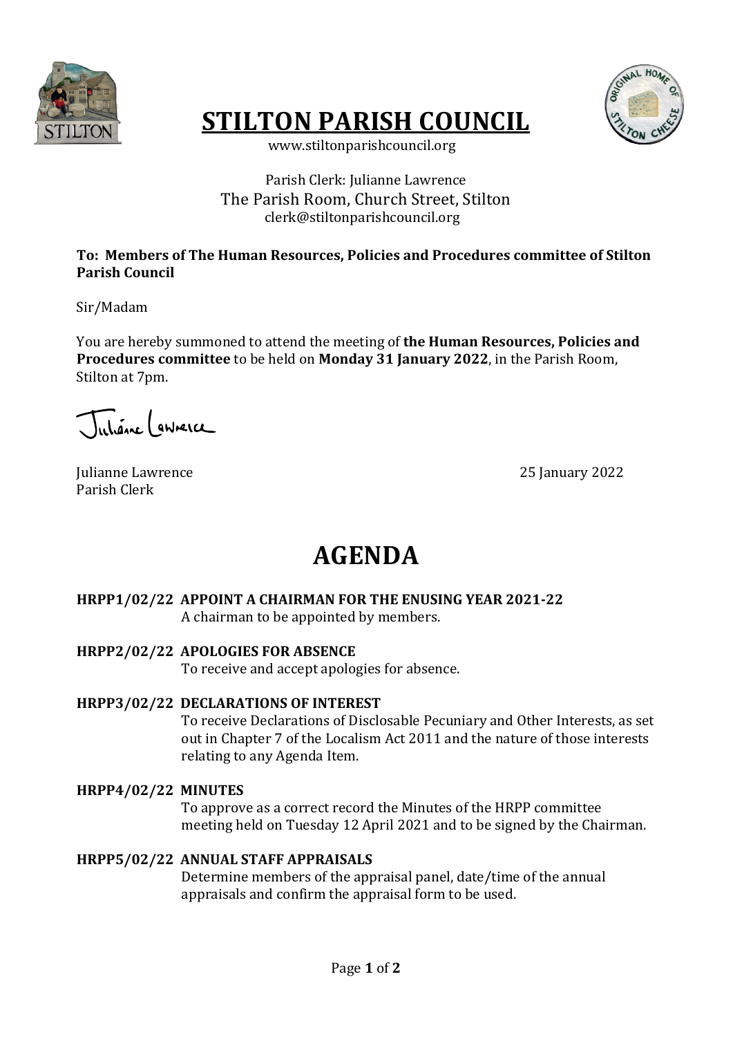# STILTON PARISH COUNCIL

www.stiltonparishcouncil.org

Parish Clerk: Julianne Lawrence
The Parish Room, Church Street, Stilton
clerk@stiltonparishcouncil.org

**To: Members of The Human Resources, Policies and Procedures committee of Stilton Parish Council**

Sir/Madam

You are hereby summoned to attend the meeting of **the Human Resources, Policies and Procedures committee** to be held on **Monday 31 January 2022**, in the Parish Room, Stilton at 7pm.

Julianne Lawrence
Parish Clerk

25 January 2022

# AGENDA

**HRPP1/02/22 APPOINT A CHAIRMAN FOR THE ENUSING YEAR 2021-22**
A chairman to be appointed by members.

**HRPP2/02/22 APOLOGIES FOR ABSENCE**
To receive and accept apologies for absence.

**HRPP3/02/22 DECLARATIONS OF INTEREST**
To receive Declarations of Disclosable Pecuniary and Other Interests, as set out in Chapter 7 of the Localism Act 2011 and the nature of those interests relating to any Agenda Item.

**HRPP4/02/22 MINUTES**
To approve as a correct record the Minutes of the HRPP committee meeting held on Tuesday 12 April 2021 and to be signed by the Chairman.

**HRPP5/02/22 ANNUAL STAFF APPRAISALS**
Determine members of the appraisal panel, date/time of the annual appraisals and confirm the appraisal form to be used.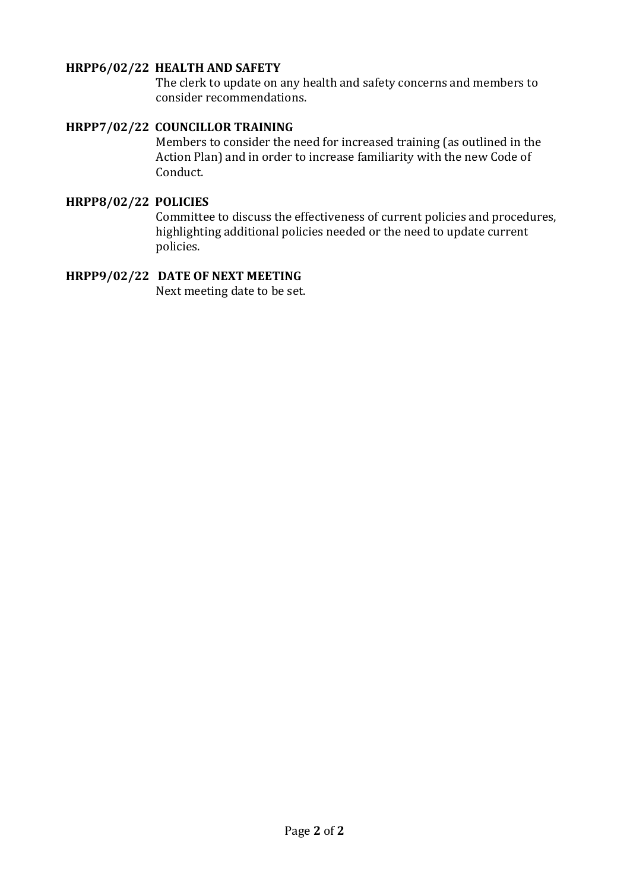**HRPP6/02/22 HEALTH AND SAFETY**

The clerk to update on any health and safety concerns and members to consider recommendations.

**HRPP7/02/22 COUNCILLOR TRAINING**

Members to consider the need for increased training (as outlined in the Action Plan) and in order to increase familiarity with the new Code of Conduct.

**HRPP8/02/22 POLICIES**

Committee to discuss the effectiveness of current policies and procedures, highlighting additional policies needed or the need to update current policies.

**HRPP9/02/22 DATE OF NEXT MEETING**

Next meeting date to be set.